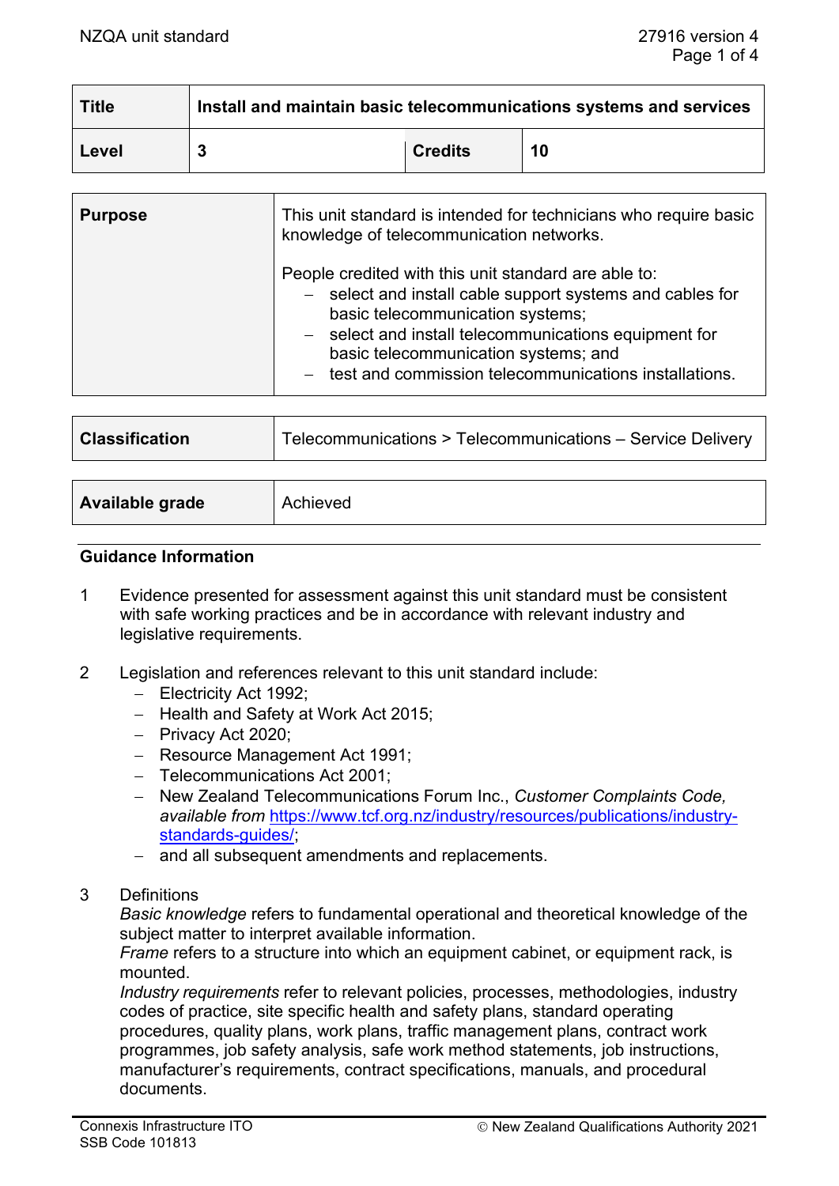| Title | Install and maintain basic telecommunications systems and services | | |
|---|---|---|---|
| Level | 3 | Credits | 10 |

| Purpose | This unit standard is intended for technicians who require basic knowledge of telecommunication networks.<br><br>People credited with this unit standard are able to:<br>– select and install cable support systems and cables for basic telecommunication systems;<br>– select and install telecommunications equipment for basic telecommunication systems; and<br>– test and commission telecommunications installations. |
|---|---|

| Classification | Telecommunications > Telecommunications – Service Delivery |
|---|---|

| Available grade | Achieved |
|---|---|

## Guidance Information

1. Evidence presented for assessment against this unit standard must be consistent with safe working practices and be in accordance with relevant industry and legislative requirements.

2. Legislation and references relevant to this unit standard include:
   - Electricity Act 1992;
   - Health and Safety at Work Act 2015;
   - Privacy Act 2020;
   - Resource Management Act 1991;
   - Telecommunications Act 2001;
   - New Zealand Telecommunications Forum Inc., *Customer Complaints Code, available from* https://www.tcf.org.nz/industry/resources/publications/industry-standards-guides/;
   - and all subsequent amendments and replacements.

3. Definitions
   *Basic knowledge* refers to fundamental operational and theoretical knowledge of the subject matter to interpret available information.
   *Frame* refers to a structure into which an equipment cabinet, or equipment rack, is mounted.
   *Industry requirements* refer to relevant policies, processes, methodologies, industry codes of practice, site specific health and safety plans, standard operating procedures, quality plans, work plans, traffic management plans, contract work programmes, job safety analysis, safe work method statements, job instructions, manufacturer's requirements, contract specifications, manuals, and procedural documents.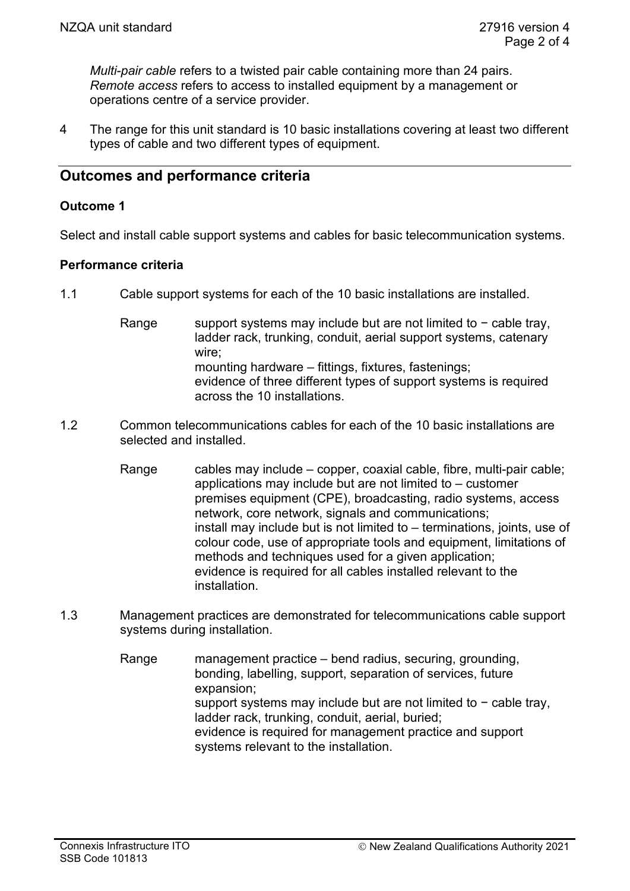*Multi-pair cable* refers to a twisted pair cable containing more than 24 pairs.
*Remote access* refers to access to installed equipment by a management or operations centre of a service provider.

4 The range for this unit standard is 10 basic installations covering at least two different types of cable and two different types of equipment.

## Outcomes and performance criteria

### Outcome 1

Select and install cable support systems and cables for basic telecommunication systems.

### Performance criteria

1.1 Cable support systems for each of the 10 basic installations are installed.

Range support systems may include but are not limited to − cable tray, ladder rack, trunking, conduit, aerial support systems, catenary wire;
mounting hardware – fittings, fixtures, fastenings;
evidence of three different types of support systems is required across the 10 installations.

1.2 Common telecommunications cables for each of the 10 basic installations are selected and installed.

Range cables may include – copper, coaxial cable, fibre, multi-pair cable;
applications may include but are not limited to – customer premises equipment (CPE), broadcasting, radio systems, access network, core network, signals and communications;
install may include but is not limited to – terminations, joints, use of colour code, use of appropriate tools and equipment, limitations of methods and techniques used for a given application;
evidence is required for all cables installed relevant to the installation.

1.3 Management practices are demonstrated for telecommunications cable support systems during installation.

Range management practice – bend radius, securing, grounding, bonding, labelling, support, separation of services, future expansion;
support systems may include but are not limited to − cable tray, ladder rack, trunking, conduit, aerial, buried;
evidence is required for management practice and support systems relevant to the installation.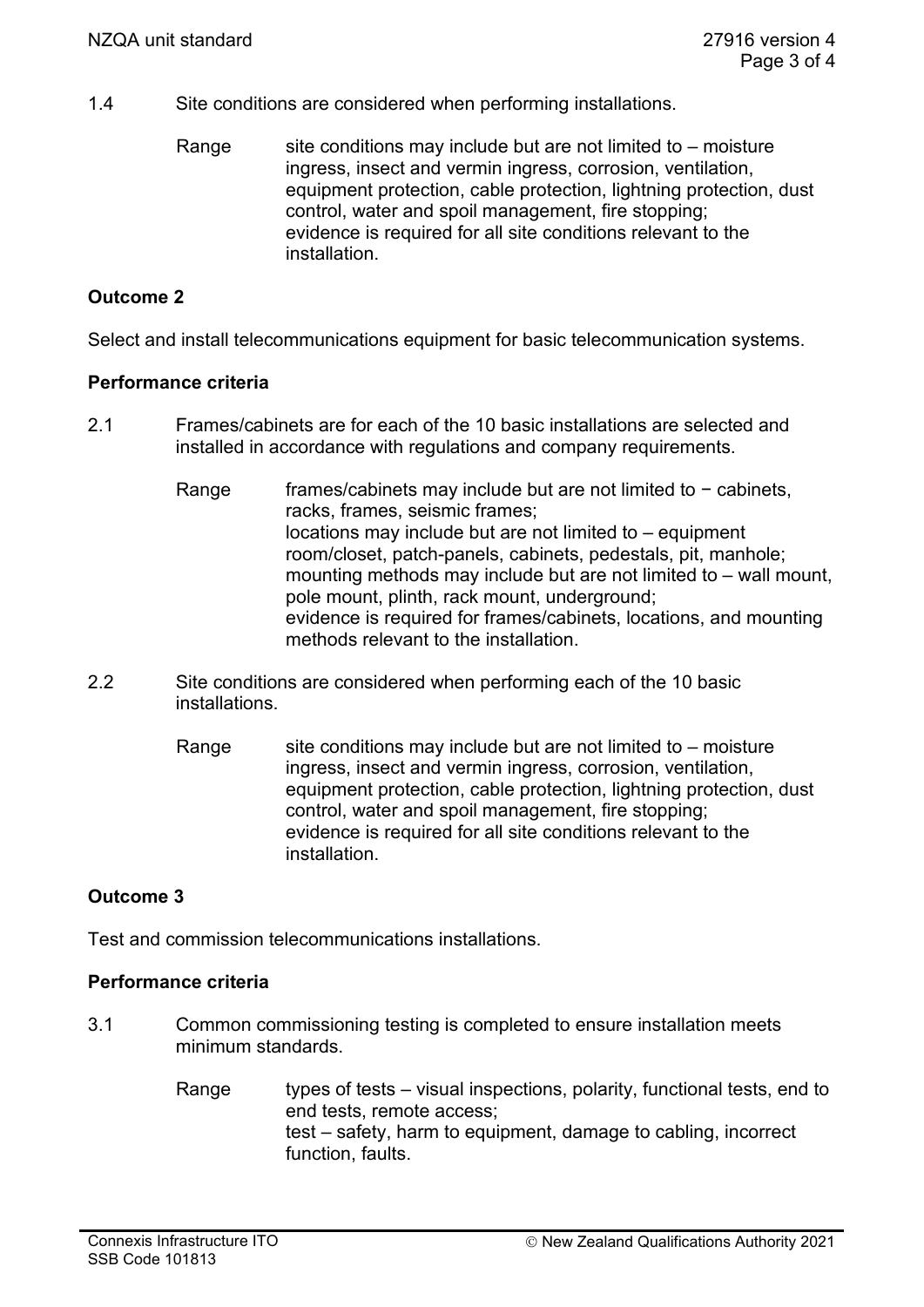1.4 Site conditions are considered when performing installations.

Range site conditions may include but are not limited to – moisture ingress, insect and vermin ingress, corrosion, ventilation, equipment protection, cable protection, lightning protection, dust control, water and spoil management, fire stopping;
evidence is required for all site conditions relevant to the installation.

## Outcome 2

Select and install telecommunications equipment for basic telecommunication systems.

### Performance criteria

2.1 Frames/cabinets are for each of the 10 basic installations are selected and installed in accordance with regulations and company requirements.

Range frames/cabinets may include but are not limited to − cabinets, racks, frames, seismic frames;
locations may include but are not limited to – equipment room/closet, patch-panels, cabinets, pedestals, pit, manhole;
mounting methods may include but are not limited to – wall mount, pole mount, plinth, rack mount, underground;
evidence is required for frames/cabinets, locations, and mounting methods relevant to the installation.

2.2 Site conditions are considered when performing each of the 10 basic installations.

Range site conditions may include but are not limited to – moisture ingress, insect and vermin ingress, corrosion, ventilation, equipment protection, cable protection, lightning protection, dust control, water and spoil management, fire stopping;
evidence is required for all site conditions relevant to the installation.

## Outcome 3

Test and commission telecommunications installations.

### Performance criteria

3.1 Common commissioning testing is completed to ensure installation meets minimum standards.

Range types of tests – visual inspections, polarity, functional tests, end to end tests, remote access;
test – safety, harm to equipment, damage to cabling, incorrect function, faults.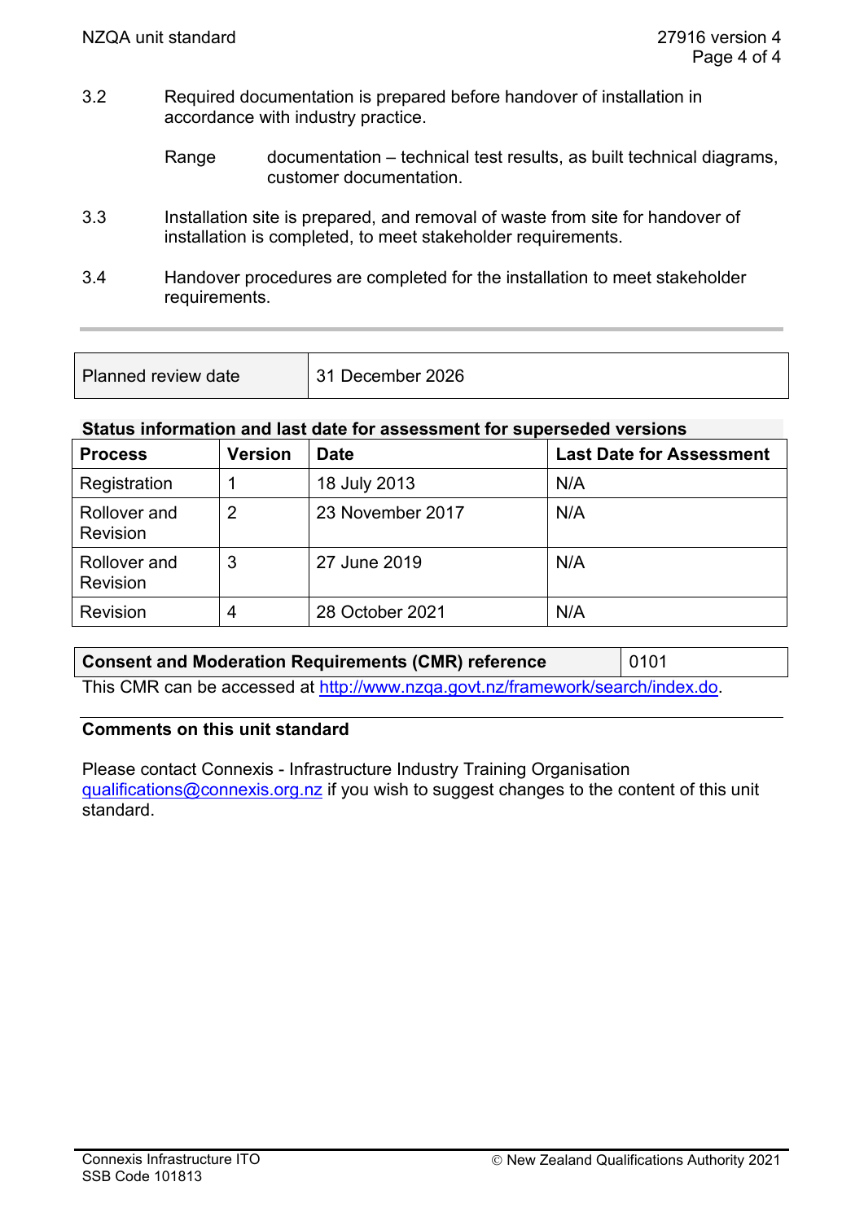3.2 Required documentation is prepared before handover of installation in accordance with industry practice.

Range documentation – technical test results, as built technical diagrams, customer documentation.

3.3 Installation site is prepared, and removal of waste from site for handover of installation is completed, to meet stakeholder requirements.

3.4 Handover procedures are completed for the installation to meet stakeholder requirements.

| | |
|---|---|
| Planned review date | 31 December 2026 |

**Status information and last date for assessment for superseded versions**

| Process | Version | Date | Last Date for Assessment |
|---|---|---|---|
| Registration | 1 | 18 July 2013 | N/A |
| Rollover and Revision | 2 | 23 November 2017 | N/A |
| Rollover and Revision | 3 | 27 June 2019 | N/A |
| Revision | 4 | 28 October 2021 | N/A |

| | |
|---|---|
| **Consent and Moderation Requirements (CMR) reference** | 0101 |

This CMR can be accessed at http://www.nzqa.govt.nz/framework/search/index.do.

**Comments on this unit standard**

Please contact Connexis - Infrastructure Industry Training Organisation qualifications@connexis.org.nz if you wish to suggest changes to the content of this unit standard.